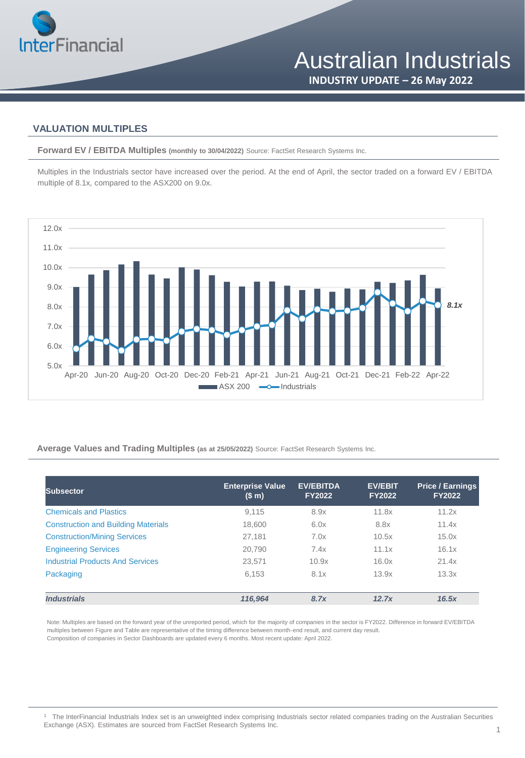# Australian Industrials

**INDUSTRY UPDATE – 26 May 2022**

## VALUATION MULTIPLES

**Forward EV / EBITDA Multiples** (monthly to 30/04/2022) Source: FactSet Research Systems Inc.

Multiples in the Industrials sector have increased over the period. At the end of April, the sector traded on a forward EV / EBITDA multiple of 8.1x, compared to the ASX200 on 9.0x.

**Average Values and Trading Multiples** (as at 25/05/2022) Source: FactSet Research Systems Inc.

| Subsector | Enterprise Value ($ m) | EV/EBITDA FY2022 | EV/EBIT FY2022 | Price / Earnings FY2022 |
|---|---|---|---|---|
| Chemicals and Plastics | 9,115 | 8.9x | 11.8x | 11.2x |
| Construction and Building Materials | 18,600 | 6.0x | 8.8x | 11.4x |
| Construction/Mining Services | 27,181 | 7.0x | 10.5x | 15.0x |
| Engineering Services | 20,790 | 7.4x | 11.1x | 16.1x |
| Industrial Products And Services | 23,571 | 10.9x | 16.0x | 21.4x |
| Packaging | 6,153 | 8.1x | 13.9x | 13.3x |
| ***Industrials*** | ***116,964*** | ***8.7x*** | ***12.7x*** | ***16.5x*** |

Note: Multiples are based on the forward year of the unreported period, which for the majority of companies in the sector is FY2022. Difference in forward EV/EBITDA multiples between Figure and Table are representative of the timing difference between month-end result, and current day result.
Composition of companies in Sector Dashboards are updated every 6 months. Most recent update: April 2022.

[1] The InterFinancial Industrials Index set is an unweighted index comprising Industrials sector related companies trading on the Australian Securities Exchange (ASX). Estimates are sourced from FactSet Research Systems Inc.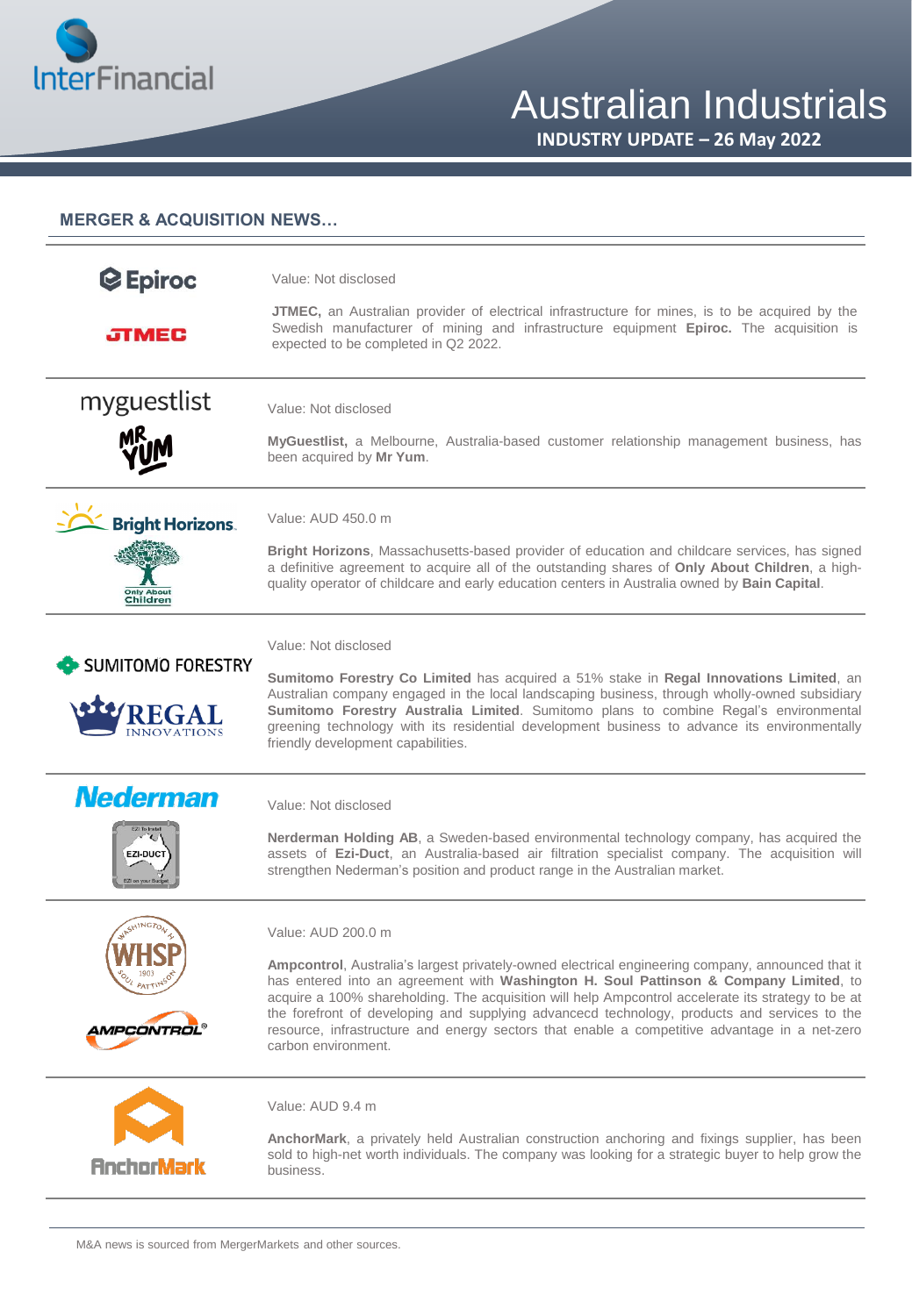# Australian Industrials

**INDUSTRY UPDATE – 26 May 2022**

## MERGER & ACQUISITION NEWS…

**Epiroc / JTMEC**

Value: Not disclosed

**JTMEC,** an Australian provider of electrical infrastructure for mines, is to be acquired by the Swedish manufacturer of mining and infrastructure equipment **Epiroc.** The acquisition is expected to be completed in Q2 2022.

---

**myguestlist / Mr Yum**

Value: Not disclosed

**MyGuestlist,** a Melbourne, Australia-based customer relationship management business, has been acquired by **Mr Yum**.

---

**Bright Horizons / Only About Children**

Value: AUD 450.0 m

**Bright Horizons**, Massachusetts-based provider of education and childcare services, has signed a definitive agreement to acquire all of the outstanding shares of **Only About Children**, a high-quality operator of childcare and early education centers in Australia owned by **Bain Capital**.

---

**Sumitomo Forestry / Regal Innovations**

Value: Not disclosed

**Sumitomo Forestry Co Limited** has acquired a 51% stake in **Regal Innovations Limited**, an Australian company engaged in the local landscaping business, through wholly-owned subsidiary **Sumitomo Forestry Australia Limited**. Sumitomo plans to combine Regal's environmental greening technology with its residential development business to advance its environmentally friendly development capabilities.

---

**Nederman / Ezi-Duct**

Value: Not disclosed

**Nerderman Holding AB**, a Sweden-based environmental technology company, has acquired the assets of **Ezi-Duct**, an Australia-based air filtration specialist company. The acquisition will strengthen Nederman's position and product range in the Australian market.

---

**WHSP / Ampcontrol**

Value: AUD 200.0 m

**Ampcontrol**, Australia's largest privately-owned electrical engineering company, announced that it has entered into an agreement with **Washington H. Soul Pattinson & Company Limited**, to acquire a 100% shareholding. The acquisition will help Ampcontrol accelerate its strategy to be at the forefront of developing and supplying advancecd technology, products and services to the resource, infrastructure and energy sectors that enable a competitive advantage in a net-zero carbon environment.

---

**AnchorMark**

Value: AUD 9.4 m

**AnchorMark**, a privately held Australian construction anchoring and fixings supplier, has been sold to high-net worth individuals. The company was looking for a strategic buyer to help grow the business.

---

M&A news is sourced from MergerMarkets and other sources.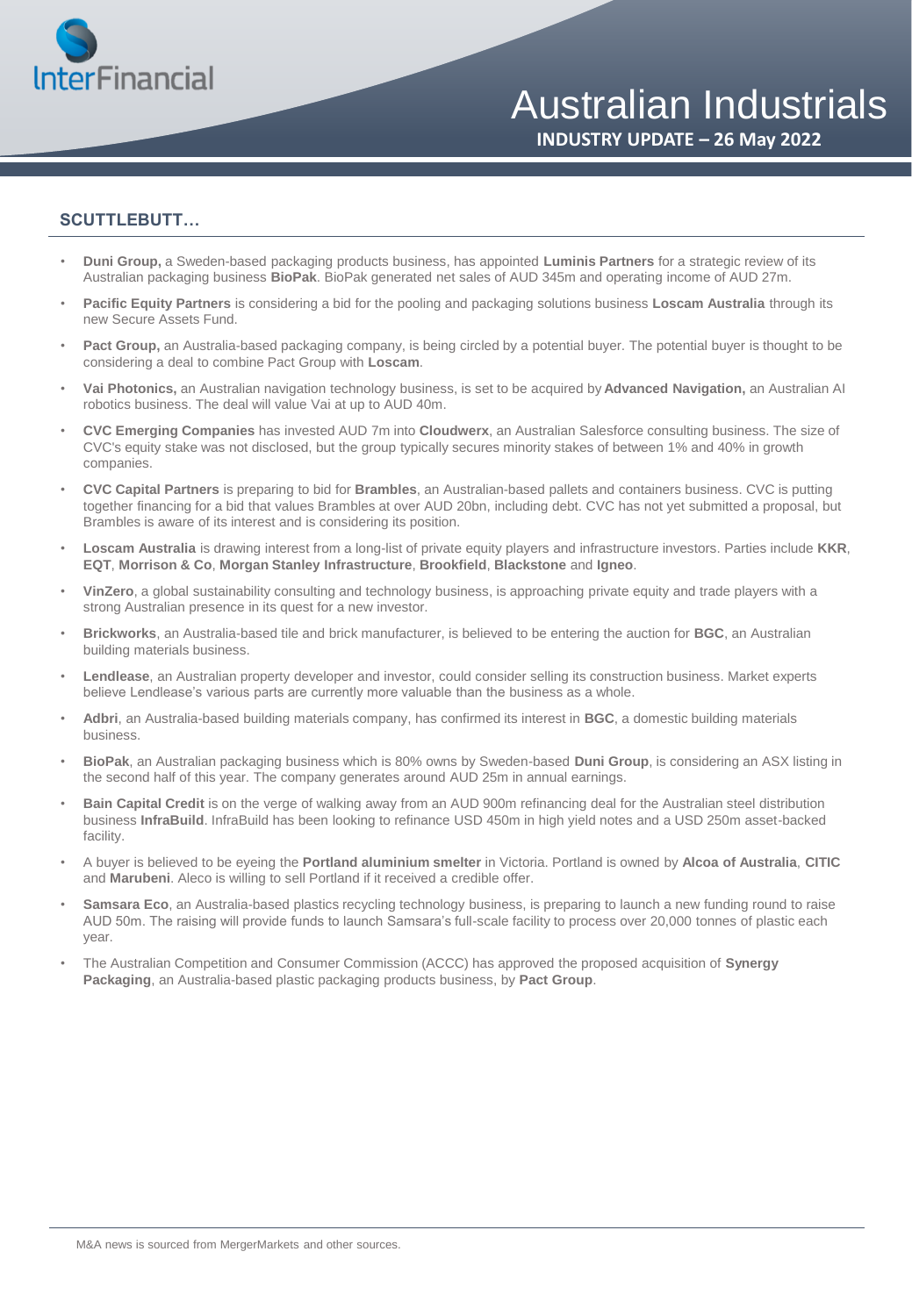## SCUTTLEBUTT…

- **Duni Group,** a Sweden-based packaging products business, has appointed **Luminis Partners** for a strategic review of its Australian packaging business **BioPak**. BioPak generated net sales of AUD 345m and operating income of AUD 27m.
- **Pacific Equity Partners** is considering a bid for the pooling and packaging solutions business **Loscam Australia** through its new Secure Assets Fund.
- **Pact Group,** an Australia-based packaging company, is being circled by a potential buyer. The potential buyer is thought to be considering a deal to combine Pact Group with **Loscam**.
- **Vai Photonics,** an Australian navigation technology business, is set to be acquired by **Advanced Navigation,** an Australian AI robotics business. The deal will value Vai at up to AUD 40m.
- **CVC Emerging Companies** has invested AUD 7m into **Cloudwerx**, an Australian Salesforce consulting business. The size of CVC's equity stake was not disclosed, but the group typically secures minority stakes of between 1% and 40% in growth companies.
- **CVC Capital Partners** is preparing to bid for **Brambles**, an Australian-based pallets and containers business. CVC is putting together financing for a bid that values Brambles at over AUD 20bn, including debt. CVC has not yet submitted a proposal, but Brambles is aware of its interest and is considering its position.
- **Loscam Australia** is drawing interest from a long-list of private equity players and infrastructure investors. Parties include **KKR**, **EQT**, **Morrison & Co**, **Morgan Stanley Infrastructure**, **Brookfield**, **Blackstone** and **Igneo**.
- **VinZero**, a global sustainability consulting and technology business, is approaching private equity and trade players with a strong Australian presence in its quest for a new investor.
- **Brickworks**, an Australia-based tile and brick manufacturer, is believed to be entering the auction for **BGC**, an Australian building materials business.
- **Lendlease**, an Australian property developer and investor, could consider selling its construction business. Market experts believe Lendlease's various parts are currently more valuable than the business as a whole.
- **Adbri**, an Australia-based building materials company, has confirmed its interest in **BGC**, a domestic building materials business.
- **BioPak**, an Australian packaging business which is 80% owns by Sweden-based **Duni Group**, is considering an ASX listing in the second half of this year. The company generates around AUD 25m in annual earnings.
- **Bain Capital Credit** is on the verge of walking away from an AUD 900m refinancing deal for the Australian steel distribution business **InfraBuild**. InfraBuild has been looking to refinance USD 450m in high yield notes and a USD 250m asset-backed facility.
- A buyer is believed to be eyeing the **Portland aluminium smelter** in Victoria. Portland is owned by **Alcoa of Australia**, **CITIC** and **Marubeni**. Aleco is willing to sell Portland if it received a credible offer.
- **Samsara Eco**, an Australia-based plastics recycling technology business, is preparing to launch a new funding round to raise AUD 50m. The raising will provide funds to launch Samsara's full-scale facility to process over 20,000 tonnes of plastic each year.
- The Australian Competition and Consumer Commission (ACCC) has approved the proposed acquisition of **Synergy Packaging**, an Australia-based plastic packaging products business, by **Pact Group**.

M&A news is sourced from MergerMarkets and other sources.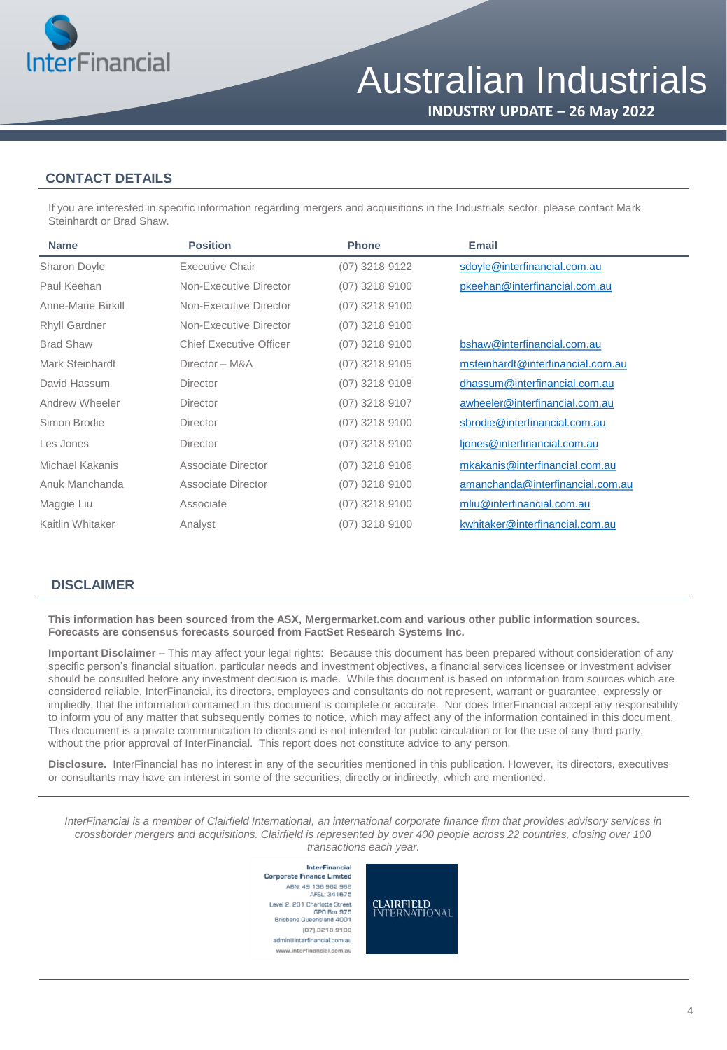# Australian Industrials

**INDUSTRY UPDATE – 26 May 2022**

## CONTACT DETAILS

If you are interested in specific information regarding mergers and acquisitions in the Industrials sector, please contact Mark Steinhardt or Brad Shaw.

| Name | Position | Phone | Email |
|---|---|---|---|
| Sharon Doyle | Executive Chair | (07) 3218 9122 | sdoyle@interfinancial.com.au |
| Paul Keehan | Non-Executive Director | (07) 3218 9100 | pkeehan@interfinancial.com.au |
| Anne-Marie Birkill | Non-Executive Director | (07) 3218 9100 | |
| Rhyll Gardner | Non-Executive Director | (07) 3218 9100 | |
| Brad Shaw | Chief Executive Officer | (07) 3218 9100 | bshaw@interfinancial.com.au |
| Mark Steinhardt | Director – M&A | (07) 3218 9105 | msteinhardt@interfinancial.com.au |
| David Hassum | Director | (07) 3218 9108 | dhassum@interfinancial.com.au |
| Andrew Wheeler | Director | (07) 3218 9107 | awheeler@interfinancial.com.au |
| Simon Brodie | Director | (07) 3218 9100 | sbrodie@interfinancial.com.au |
| Les Jones | Director | (07) 3218 9100 | ljones@interfinancial.com.au |
| Michael Kakanis | Associate Director | (07) 3218 9106 | mkakanis@interfinancial.com.au |
| Anuk Manchanda | Associate Director | (07) 3218 9100 | amanchanda@interfinancial.com.au |
| Maggie Liu | Associate | (07) 3218 9100 | mliu@interfinancial.com.au |
| Kaitlin Whitaker | Analyst | (07) 3218 9100 | kwhitaker@interfinancial.com.au |

## DISCLAIMER

**This information has been sourced from the ASX, Mergermarket.com and various other public information sources. Forecasts are consensus forecasts sourced from FactSet Research Systems Inc.**

**Important Disclaimer** – This may affect your legal rights: Because this document has been prepared without consideration of any specific person's financial situation, particular needs and investment objectives, a financial services licensee or investment adviser should be consulted before any investment decision is made. While this document is based on information from sources which are considered reliable, InterFinancial, its directors, employees and consultants do not represent, warrant or guarantee, expressly or impliedly, that the information contained in this document is complete or accurate. Nor does InterFinancial accept any responsibility to inform you of any matter that subsequently comes to notice, which may affect any of the information contained in this document. This document is a private communication to clients and is not intended for public circulation or for the use of any third party, without the prior approval of InterFinancial. This report does not constitute advice to any person.

**Disclosure.** InterFinancial has no interest in any of the securities mentioned in this publication. However, its directors, executives or consultants may have an interest in some of the securities, directly or indirectly, which are mentioned.

*InterFinancial is a member of Clairfield International, an international corporate finance firm that provides advisory services in crossborder mergers and acquisitions. Clairfield is represented by over 400 people across 22 countries, closing over 100 transactions each year.*

**InterFinancial Corporate Finance Limited**
ABN: 49 136 962 966
AFSL: 341675
Level 2, 201 Charlotte Street
GPO Box 975
Brisbane Queensland 4001
(07) 3218 9100
admin@interfinancial.com.au
www.interfinancial.com.au

CLAIRFIELD INTERNATIONAL